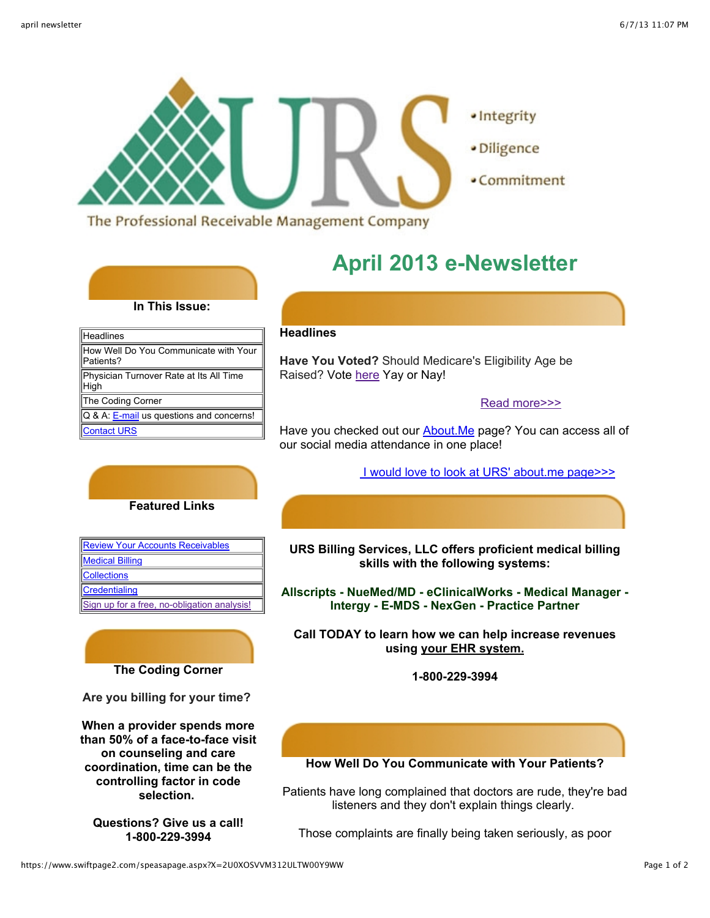URS

• Integrity
• Diligence
• Commitment

The Professional Receivable Management Company

# April 2013 e-Newsletter

## In This Issue:

| Headlines |
|---|
| How Well Do You Communicate with Your Patients? |
| Physician Turnover Rate at Its All Time High |
| The Coding Corner |
| Q & A: E-mail us questions and concerns! |
| Contact URS |

## Featured Links

| Review Your Accounts Receivables |
|---|
| Medical Billing |
| Collections |
| Credentialing |
| Sign up for a free, no-obligation analysis! |

## The Coding Corner

**Are you billing for your time?**

**When a provider spends more than 50% of a face-to-face visit on counseling and care coordination, time can be the controlling factor in code selection.**

**Questions? Give us a call! 1-800-229-3994**

## Headlines

**Have You Voted?** Should Medicare's Eligibility Age be Raised? Vote here Yay or Nay!

Read more>>>

Have you checked out our About.Me page? You can access all of our social media attendance in one place!

I would love to look at URS' about.me page>>>

**URS Billing Services, LLC offers proficient medical billing skills with the following systems:**

**Allscripts - NueMed/MD - eClinicalWorks - Medical Manager - Intergy - E-MDS - NexGen - Practice Partner**

**Call TODAY to learn how we can help increase revenues using your EHR system.**

**1-800-229-3994**

## How Well Do You Communicate with Your Patients?

Patients have long complained that doctors are rude, they're bad listeners and they don't explain things clearly.

Those complaints are finally being taken seriously, as poor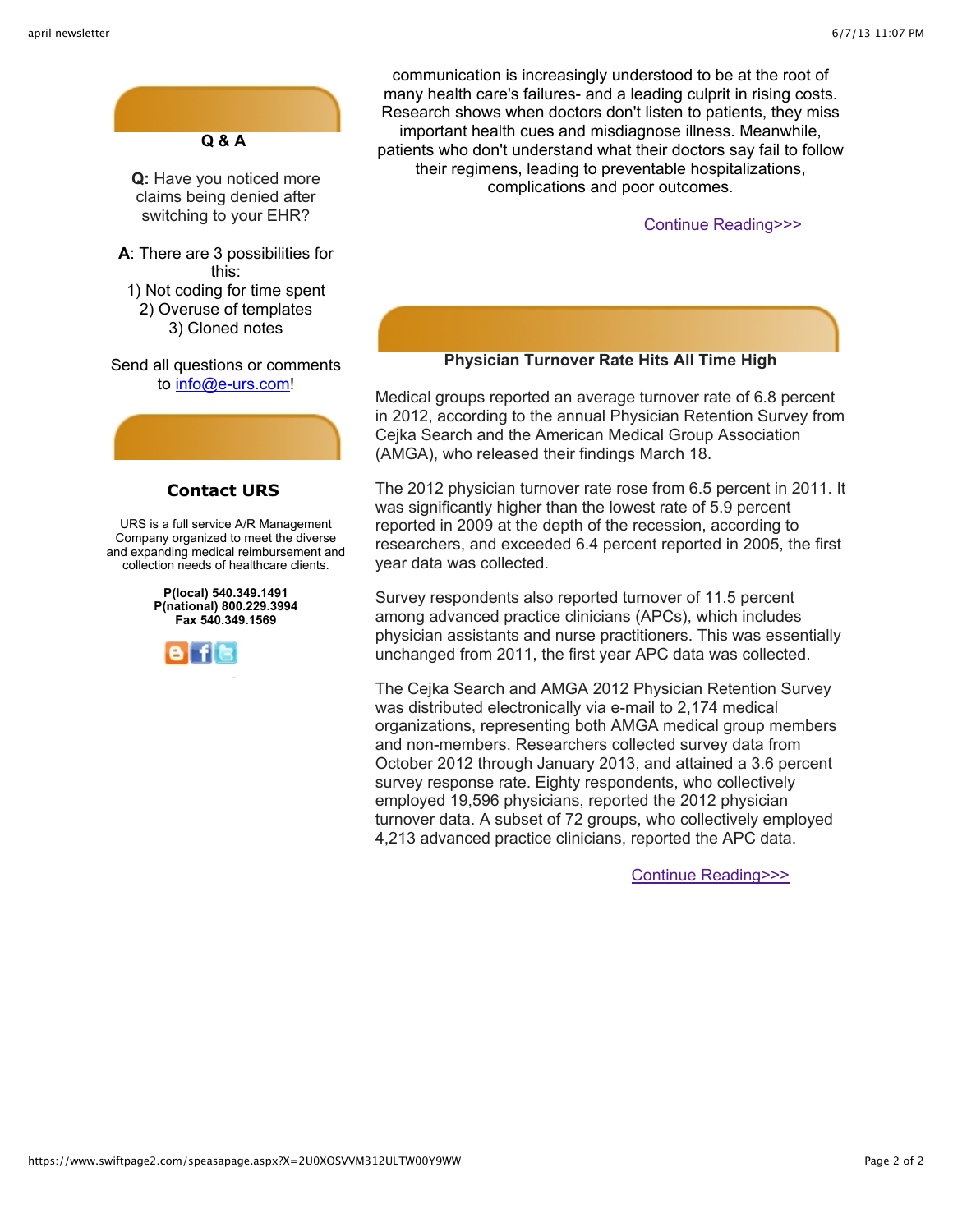communication is increasingly understood to be at the root of many health care's failures- and a leading culprit in rising costs. Research shows when doctors don't listen to patients, they miss important health cues and misdiagnose illness. Meanwhile, patients who don't understand what their doctors say fail to follow their regimens, leading to preventable hospitalizations, complications and poor outcomes.

Continue Reading>>>

### Physician Turnover Rate Hits All Time High

Medical groups reported an average turnover rate of 6.8 percent in 2012, according to the annual Physician Retention Survey from Cejka Search and the American Medical Group Association (AMGA), who released their findings March 18.

The 2012 physician turnover rate rose from 6.5 percent in 2011. It was significantly higher than the lowest rate of 5.9 percent reported in 2009 at the depth of the recession, according to researchers, and exceeded 6.4 percent reported in 2005, the first year data was collected.

Survey respondents also reported turnover of 11.5 percent among advanced practice clinicians (APCs), which includes physician assistants and nurse practitioners. This was essentially unchanged from 2011, the first year APC data was collected.

The Cejka Search and AMGA 2012 Physician Retention Survey was distributed electronically via e-mail to 2,174 medical organizations, representing both AMGA medical group members and non-members. Researchers collected survey data from October 2012 through January 2013, and attained a 3.6 percent survey response rate. Eighty respondents, who collectively employed 19,596 physicians, reported the 2012 physician turnover data. A subset of 72 groups, who collectively employed 4,213 advanced practice clinicians, reported the APC data.

Continue Reading>>>

### Q & A

**Q:** Have you noticed more claims being denied after switching to your EHR?

**A**: There are 3 possibilities for this:
1) Not coding for time spent
2) Overuse of templates
3) Cloned notes

Send all questions or comments to info@e-urs.com!

### Contact URS

URS is a full service A/R Management Company organized to meet the diverse and expanding medical reimbursement and collection needs of healthcare clients.

**P(local) 540.349.1491**
**P(national) 800.229.3994**
**Fax 540.349.1569**